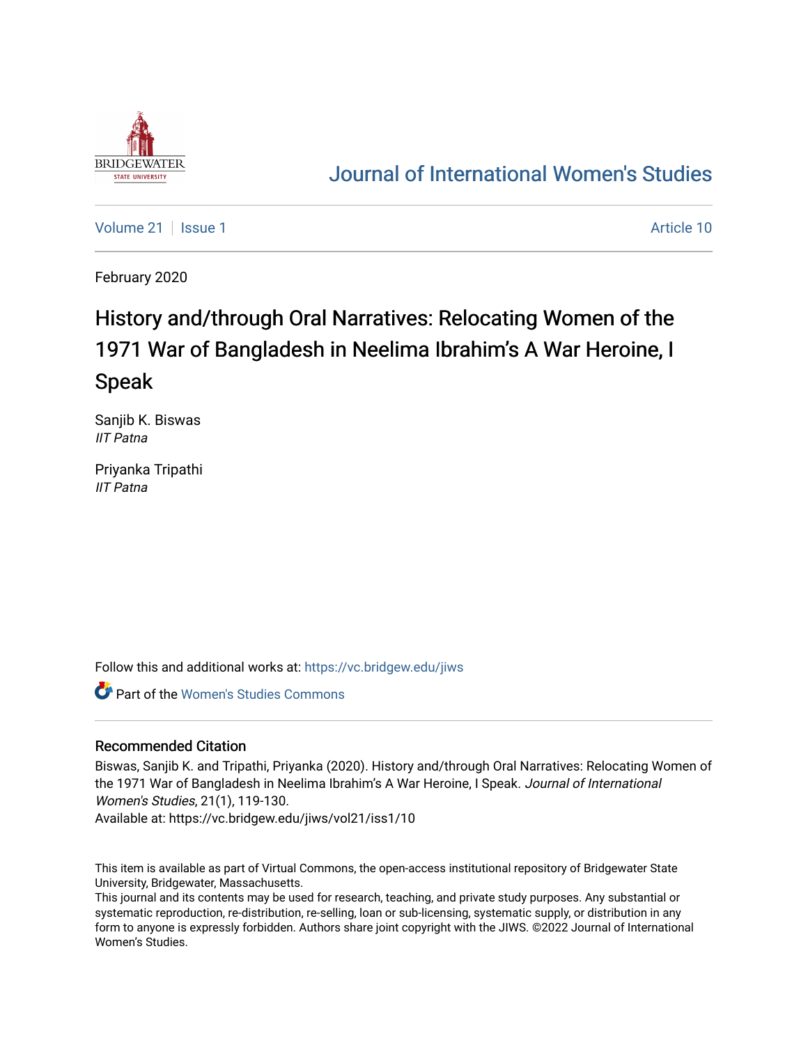Journal of International Women's Studies

Volume 21 | Issue 1 | Article 10

February 2020

# History and/through Oral Narratives: Relocating Women of the 1971 War of Bangladesh in Neelima Ibrahim's A War Heroine, I Speak

Sanjib K. Biswas
*IIT Patna*

Priyanka Tripathi
*IIT Patna*

Follow this and additional works at: https://vc.bridgew.edu/jiws

Part of the Women's Studies Commons

## Recommended Citation

Biswas, Sanjib K. and Tripathi, Priyanka (2020). History and/through Oral Narratives: Relocating Women of the 1971 War of Bangladesh in Neelima Ibrahim's A War Heroine, I Speak. *Journal of International Women's Studies*, 21(1), 119-130.
Available at: https://vc.bridgew.edu/jiws/vol21/iss1/10

This item is available as part of Virtual Commons, the open-access institutional repository of Bridgewater State University, Bridgewater, Massachusetts.
This journal and its contents may be used for research, teaching, and private study purposes. Any substantial or systematic reproduction, re-distribution, re-selling, loan or sub-licensing, systematic supply, or distribution in any form to anyone is expressly forbidden. Authors share joint copyright with the JIWS. ©2022 Journal of International Women's Studies.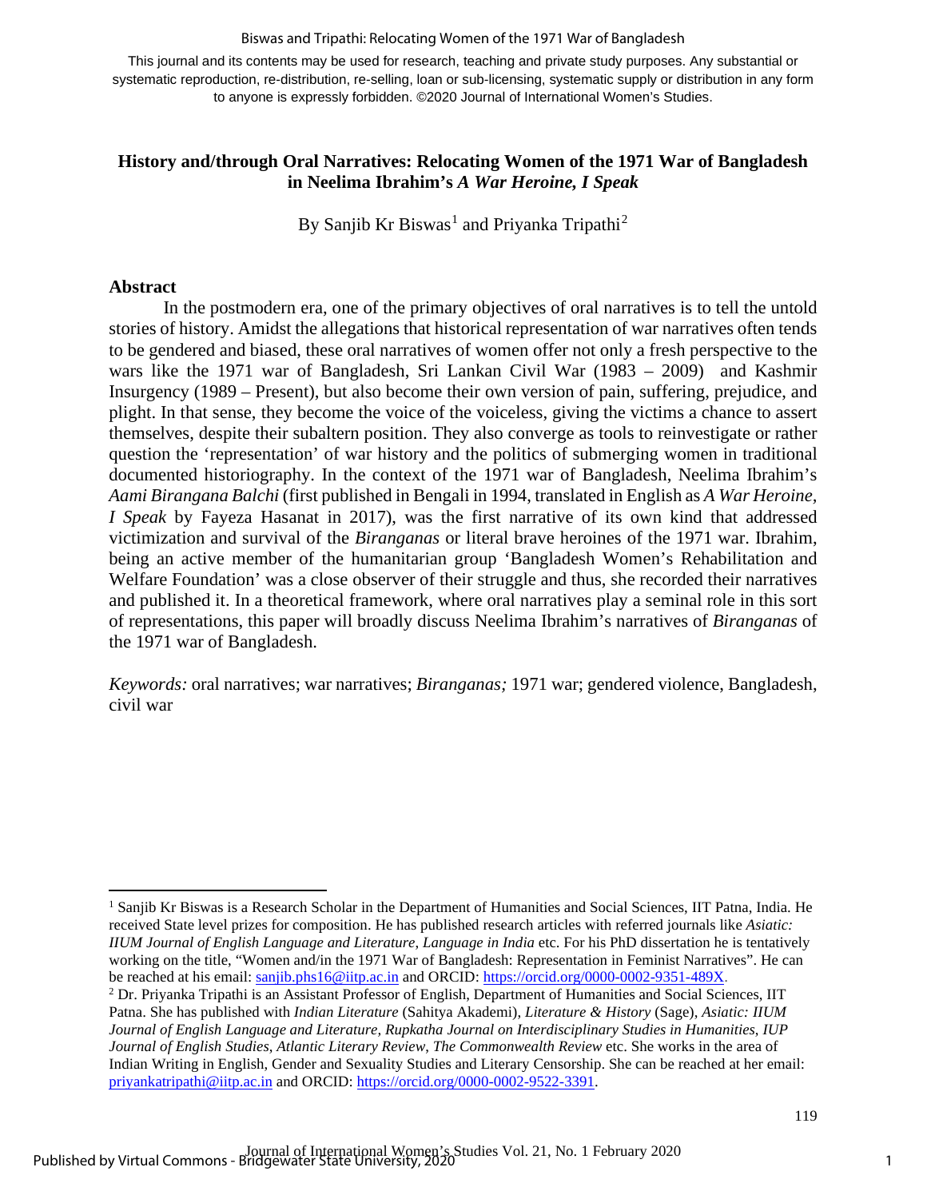# History and/through Oral Narratives: Relocating Women of the 1971 War of Bangladesh in Neelima Ibrahim's *A War Heroine, I Speak*

By Sanjib Kr Biswas[1] and Priyanka Tripathi[2]

## Abstract

In the postmodern era, one of the primary objectives of oral narratives is to tell the untold stories of history. Amidst the allegations that historical representation of war narratives often tends to be gendered and biased, these oral narratives of women offer not only a fresh perspective to the wars like the 1971 war of Bangladesh, Sri Lankan Civil War (1983 – 2009) and Kashmir Insurgency (1989 – Present), but also become their own version of pain, suffering, prejudice, and plight. In that sense, they become the voice of the voiceless, giving the victims a chance to assert themselves, despite their subaltern position. They also converge as tools to reinvestigate or rather question the 'representation' of war history and the politics of submerging women in traditional documented historiography. In the context of the 1971 war of Bangladesh, Neelima Ibrahim's *Aami Birangana Balchi* (first published in Bengali in 1994, translated in English as *A War Heroine, I Speak* by Fayeza Hasanat in 2017), was the first narrative of its own kind that addressed victimization and survival of the *Biranganas* or literal brave heroines of the 1971 war. Ibrahim, being an active member of the humanitarian group 'Bangladesh Women's Rehabilitation and Welfare Foundation' was a close observer of their struggle and thus, she recorded their narratives and published it. In a theoretical framework, where oral narratives play a seminal role in this sort of representations, this paper will broadly discuss Neelima Ibrahim's narratives of *Biranganas* of the 1971 war of Bangladesh.

*Keywords:* oral narratives; war narratives; *Biranganas;* 1971 war; gendered violence, Bangladesh, civil war

---

[1] Sanjib Kr Biswas is a Research Scholar in the Department of Humanities and Social Sciences, IIT Patna, India. He received State level prizes for composition. He has published research articles with referred journals like *Asiatic: IIUM Journal of English Language and Literature*, *Language in India* etc. For his PhD dissertation he is tentatively working on the title, "Women and/in the 1971 War of Bangladesh: Representation in Feminist Narratives". He can be reached at his email: sanjib.phs16@iitp.ac.in and ORCID: https://orcid.org/0000-0002-9351-489X.

[2] Dr. Priyanka Tripathi is an Assistant Professor of English, Department of Humanities and Social Sciences, IIT Patna. She has published with *Indian Literature* (Sahitya Akademi), *Literature & History* (Sage), *Asiatic: IIUM Journal of English Language and Literature, Rupkatha Journal on Interdisciplinary Studies in Humanities, IUP Journal of English Studies, Atlantic Literary Review, The Commonwealth Review* etc. She works in the area of Indian Writing in English, Gender and Sexuality Studies and Literary Censorship. She can be reached at her email: priyankatripathi@iitp.ac.in and ORCID: https://orcid.org/0000-0002-9522-3391.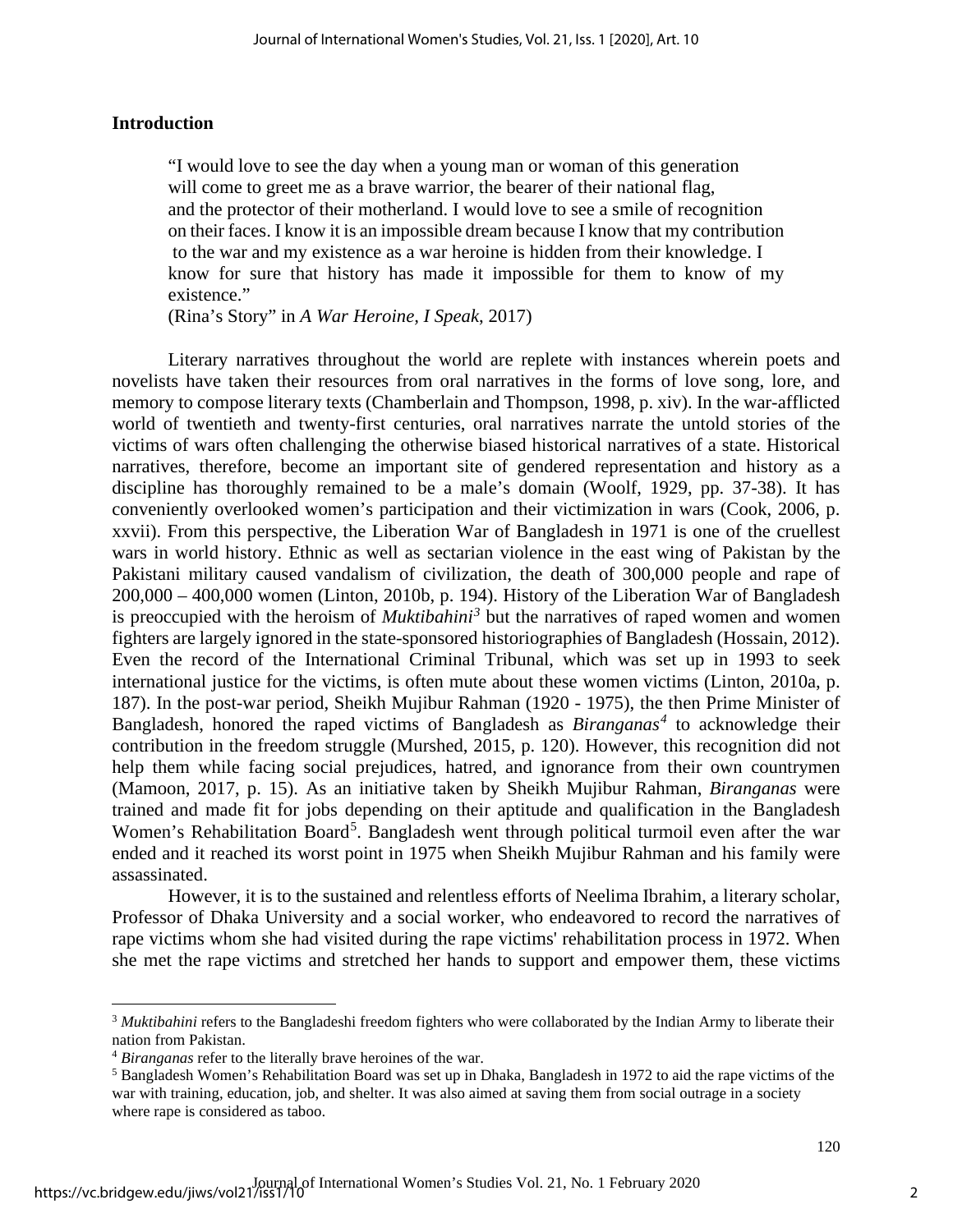## Introduction

> "I would love to see the day when a young man or woman of this generation will come to greet me as a brave warrior, the bearer of their national flag, and the protector of their motherland. I would love to see a smile of recognition on their faces. I know it is an impossible dream because I know that my contribution to the war and my existence as a war heroine is hidden from their knowledge. I know for sure that history has made it impossible for them to know of my existence."
>
> (Rina's Story" in *A War Heroine, I Speak*, 2017)

Literary narratives throughout the world are replete with instances wherein poets and novelists have taken their resources from oral narratives in the forms of love song, lore, and memory to compose literary texts (Chamberlain and Thompson, 1998, p. xiv). In the war-afflicted world of twentieth and twenty-first centuries, oral narratives narrate the untold stories of the victims of wars often challenging the otherwise biased historical narratives of a state. Historical narratives, therefore, become an important site of gendered representation and history as a discipline has thoroughly remained to be a male's domain (Woolf, 1929, pp. 37-38). It has conveniently overlooked women's participation and their victimization in wars (Cook, 2006, p. xxvii). From this perspective, the Liberation War of Bangladesh in 1971 is one of the cruellest wars in world history. Ethnic as well as sectarian violence in the east wing of Pakistan by the Pakistani military caused vandalism of civilization, the death of 300,000 people and rape of 200,000 – 400,000 women (Linton, 2010b, p. 194). History of the Liberation War of Bangladesh is preoccupied with the heroism of *Muktibahini*[3] but the narratives of raped women and women fighters are largely ignored in the state-sponsored historiographies of Bangladesh (Hossain, 2012). Even the record of the International Criminal Tribunal, which was set up in 1993 to seek international justice for the victims, is often mute about these women victims (Linton, 2010a, p. 187). In the post-war period, Sheikh Mujibur Rahman (1920 - 1975), the then Prime Minister of Bangladesh, honored the raped victims of Bangladesh as *Biranganas*[4] to acknowledge their contribution in the freedom struggle (Murshed, 2015, p. 120). However, this recognition did not help them while facing social prejudices, hatred, and ignorance from their own countrymen (Mamoon, 2017, p. 15). As an initiative taken by Sheikh Mujibur Rahman, *Biranganas* were trained and made fit for jobs depending on their aptitude and qualification in the Bangladesh Women's Rehabilitation Board[5]. Bangladesh went through political turmoil even after the war ended and it reached its worst point in 1975 when Sheikh Mujibur Rahman and his family were assassinated.

However, it is to the sustained and relentless efforts of Neelima Ibrahim, a literary scholar, Professor of Dhaka University and a social worker, who endeavored to record the narratives of rape victims whom she had visited during the rape victims' rehabilitation process in 1972. When she met the rape victims and stretched her hands to support and empower them, these victims

---

[3] *Muktibahini* refers to the Bangladeshi freedom fighters who were collaborated by the Indian Army to liberate their nation from Pakistan.

[4] *Biranganas* refer to the literally brave heroines of the war.

[5] Bangladesh Women's Rehabilitation Board was set up in Dhaka, Bangladesh in 1972 to aid the rape victims of the war with training, education, job, and shelter. It was also aimed at saving them from social outrage in a society where rape is considered as taboo.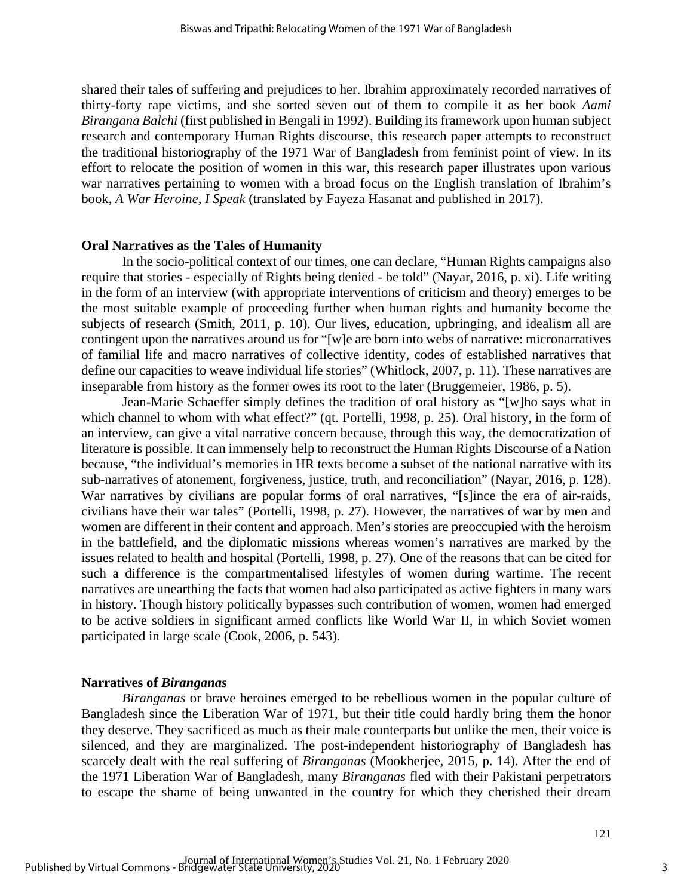shared their tales of suffering and prejudices to her. Ibrahim approximately recorded narratives of thirty-forty rape victims, and she sorted seven out of them to compile it as her book *Aami Birangana Balchi* (first published in Bengali in 1992). Building its framework upon human subject research and contemporary Human Rights discourse, this research paper attempts to reconstruct the traditional historiography of the 1971 War of Bangladesh from feminist point of view. In its effort to relocate the position of women in this war, this research paper illustrates upon various war narratives pertaining to women with a broad focus on the English translation of Ibrahim's book, *A War Heroine, I Speak* (translated by Fayeza Hasanat and published in 2017).

## Oral Narratives as the Tales of Humanity

In the socio-political context of our times, one can declare, "Human Rights campaigns also require that stories - especially of Rights being denied - be told" (Nayar, 2016, p. xi). Life writing in the form of an interview (with appropriate interventions of criticism and theory) emerges to be the most suitable example of proceeding further when human rights and humanity become the subjects of research (Smith, 2011, p. 10). Our lives, education, upbringing, and idealism all are contingent upon the narratives around us for "[w]e are born into webs of narrative: micronarratives of familial life and macro narratives of collective identity, codes of established narratives that define our capacities to weave individual life stories" (Whitlock, 2007, p. 11). These narratives are inseparable from history as the former owes its root to the later (Bruggemeier, 1986, p. 5).

Jean-Marie Schaeffer simply defines the tradition of oral history as "[w]ho says what in which channel to whom with what effect?" (qt. Portelli, 1998, p. 25). Oral history, in the form of an interview, can give a vital narrative concern because, through this way, the democratization of literature is possible. It can immensely help to reconstruct the Human Rights Discourse of a Nation because, "the individual's memories in HR texts become a subset of the national narrative with its sub-narratives of atonement, forgiveness, justice, truth, and reconciliation" (Nayar, 2016, p. 128). War narratives by civilians are popular forms of oral narratives, "[s]ince the era of air-raids, civilians have their war tales" (Portelli, 1998, p. 27). However, the narratives of war by men and women are different in their content and approach. Men's stories are preoccupied with the heroism in the battlefield, and the diplomatic missions whereas women's narratives are marked by the issues related to health and hospital (Portelli, 1998, p. 27). One of the reasons that can be cited for such a difference is the compartmentalised lifestyles of women during wartime. The recent narratives are unearthing the facts that women had also participated as active fighters in many wars in history. Though history politically bypasses such contribution of women, women had emerged to be active soldiers in significant armed conflicts like World War II, in which Soviet women participated in large scale (Cook, 2006, p. 543).

## Narratives of *Biranganas*

*Biranganas* or brave heroines emerged to be rebellious women in the popular culture of Bangladesh since the Liberation War of 1971, but their title could hardly bring them the honor they deserve. They sacrificed as much as their male counterparts but unlike the men, their voice is silenced, and they are marginalized. The post-independent historiography of Bangladesh has scarcely dealt with the real suffering of *Biranganas* (Mookherjee, 2015, p. 14). After the end of the 1971 Liberation War of Bangladesh, many *Biranganas* fled with their Pakistani perpetrators to escape the shame of being unwanted in the country for which they cherished their dream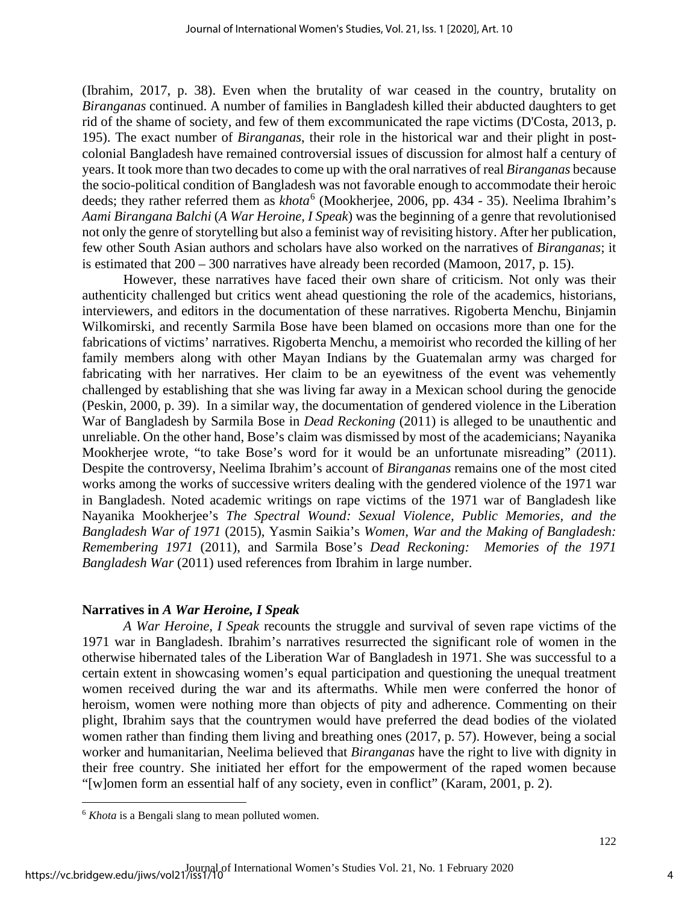(Ibrahim, 2017, p. 38). Even when the brutality of war ceased in the country, brutality on *Biranganas* continued. A number of families in Bangladesh killed their abducted daughters to get rid of the shame of society, and few of them excommunicated the rape victims (D'Costa, 2013, p. 195). The exact number of *Biranganas*, their role in the historical war and their plight in post-colonial Bangladesh have remained controversial issues of discussion for almost half a century of years. It took more than two decades to come up with the oral narratives of real *Biranganas* because the socio-political condition of Bangladesh was not favorable enough to accommodate their heroic deeds; they rather referred them as *khota*[6] (Mookherjee, 2006, pp. 434 - 35). Neelima Ibrahim's *Aami Birangana Balchi* (*A War Heroine, I Speak*) was the beginning of a genre that revolutionised not only the genre of storytelling but also a feminist way of revisiting history. After her publication, few other South Asian authors and scholars have also worked on the narratives of *Biranganas*; it is estimated that 200 – 300 narratives have already been recorded (Mamoon, 2017, p. 15).

However, these narratives have faced their own share of criticism. Not only was their authenticity challenged but critics went ahead questioning the role of the academics, historians, interviewers, and editors in the documentation of these narratives. Rigoberta Menchu, Binjamin Wilkomirski, and recently Sarmila Bose have been blamed on occasions more than one for the fabrications of victims' narratives. Rigoberta Menchu, a memoirist who recorded the killing of her family members along with other Mayan Indians by the Guatemalan army was charged for fabricating with her narratives. Her claim to be an eyewitness of the event was vehemently challenged by establishing that she was living far away in a Mexican school during the genocide (Peskin, 2000, p. 39). In a similar way, the documentation of gendered violence in the Liberation War of Bangladesh by Sarmila Bose in *Dead Reckoning* (2011) is alleged to be unauthentic and unreliable. On the other hand, Bose's claim was dismissed by most of the academicians; Nayanika Mookherjee wrote, "to take Bose's word for it would be an unfortunate misreading" (2011). Despite the controversy, Neelima Ibrahim's account of *Biranganas* remains one of the most cited works among the works of successive writers dealing with the gendered violence of the 1971 war in Bangladesh. Noted academic writings on rape victims of the 1971 war of Bangladesh like Nayanika Mookherjee's *The Spectral Wound: Sexual Violence, Public Memories, and the Bangladesh War of 1971* (2015), Yasmin Saikia's *Women, War and the Making of Bangladesh: Remembering 1971* (2011), and Sarmila Bose's *Dead Reckoning: Memories of the 1971 Bangladesh War* (2011) used references from Ibrahim in large number.

## Narratives in *A War Heroine, I Speak*

*A War Heroine, I Speak* recounts the struggle and survival of seven rape victims of the 1971 war in Bangladesh. Ibrahim's narratives resurrected the significant role of women in the otherwise hibernated tales of the Liberation War of Bangladesh in 1971. She was successful to a certain extent in showcasing women's equal participation and questioning the unequal treatment women received during the war and its aftermaths. While men were conferred the honor of heroism, women were nothing more than objects of pity and adherence. Commenting on their plight, Ibrahim says that the countrymen would have preferred the dead bodies of the violated women rather than finding them living and breathing ones (2017, p. 57). However, being a social worker and humanitarian, Neelima believed that *Biranganas* have the right to live with dignity in their free country. She initiated her effort for the empowerment of the raped women because "[w]omen form an essential half of any society, even in conflict" (Karam, 2001, p. 2).

[6] *Khota* is a Bengali slang to mean polluted women.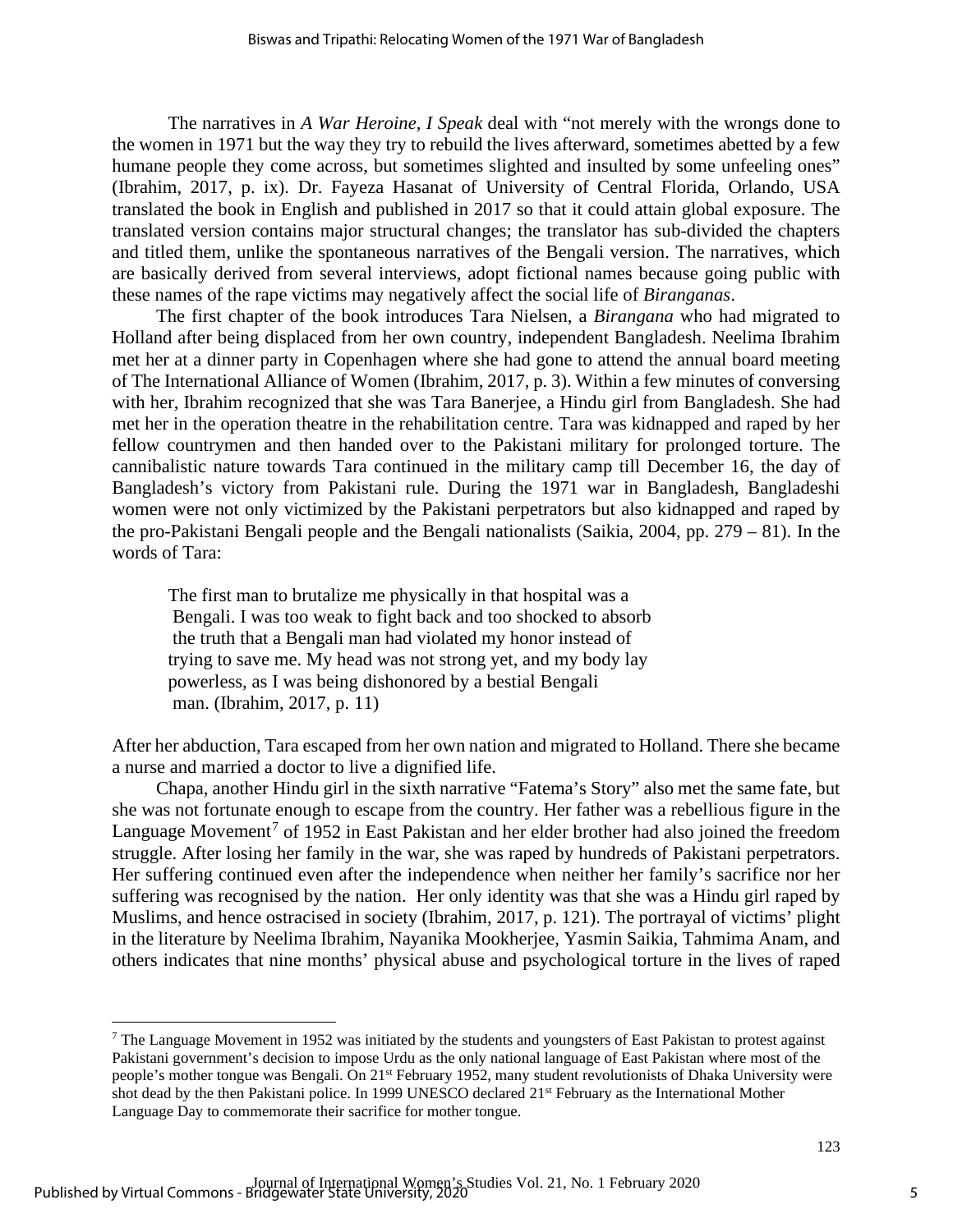The narratives in *A War Heroine, I Speak* deal with "not merely with the wrongs done to the women in 1971 but the way they try to rebuild the lives afterward, sometimes abetted by a few humane people they come across, but sometimes slighted and insulted by some unfeeling ones" (Ibrahim, 2017, p. ix). Dr. Fayeza Hasanat of University of Central Florida, Orlando, USA translated the book in English and published in 2017 so that it could attain global exposure. The translated version contains major structural changes; the translator has sub-divided the chapters and titled them, unlike the spontaneous narratives of the Bengali version. The narratives, which are basically derived from several interviews, adopt fictional names because going public with these names of the rape victims may negatively affect the social life of *Biranganas*.

The first chapter of the book introduces Tara Nielsen, a *Birangana* who had migrated to Holland after being displaced from her own country, independent Bangladesh. Neelima Ibrahim met her at a dinner party in Copenhagen where she had gone to attend the annual board meeting of The International Alliance of Women (Ibrahim, 2017, p. 3). Within a few minutes of conversing with her, Ibrahim recognized that she was Tara Banerjee, a Hindu girl from Bangladesh. She had met her in the operation theatre in the rehabilitation centre. Tara was kidnapped and raped by her fellow countrymen and then handed over to the Pakistani military for prolonged torture. The cannibalistic nature towards Tara continued in the military camp till December 16, the day of Bangladesh's victory from Pakistani rule. During the 1971 war in Bangladesh, Bangladeshi women were not only victimized by the Pakistani perpetrators but also kidnapped and raped by the pro-Pakistani Bengali people and the Bengali nationalists (Saikia, 2004, pp. 279 – 81). In the words of Tara:

> The first man to brutalize me physically in that hospital was a Bengali. I was too weak to fight back and too shocked to absorb the truth that a Bengali man had violated my honor instead of trying to save me. My head was not strong yet, and my body lay powerless, as I was being dishonored by a bestial Bengali man. (Ibrahim, 2017, p. 11)

After her abduction, Tara escaped from her own nation and migrated to Holland. There she became a nurse and married a doctor to live a dignified life.

Chapa, another Hindu girl in the sixth narrative "Fatema's Story" also met the same fate, but she was not fortunate enough to escape from the country. Her father was a rebellious figure in the Language Movement[7] of 1952 in East Pakistan and her elder brother had also joined the freedom struggle. After losing her family in the war, she was raped by hundreds of Pakistani perpetrators. Her suffering continued even after the independence when neither her family's sacrifice nor her suffering was recognised by the nation. Her only identity was that she was a Hindu girl raped by Muslims, and hence ostracised in society (Ibrahim, 2017, p. 121). The portrayal of victims' plight in the literature by Neelima Ibrahim, Nayanika Mookherjee, Yasmin Saikia, Tahmima Anam, and others indicates that nine months' physical abuse and psychological torture in the lives of raped

---

[7] The Language Movement in 1952 was initiated by the students and youngsters of East Pakistan to protest against Pakistani government's decision to impose Urdu as the only national language of East Pakistan where most of the people's mother tongue was Bengali. On 21st February 1952, many student revolutionists of Dhaka University were shot dead by the then Pakistani police. In 1999 UNESCO declared 21st February as the International Mother Language Day to commemorate their sacrifice for mother tongue.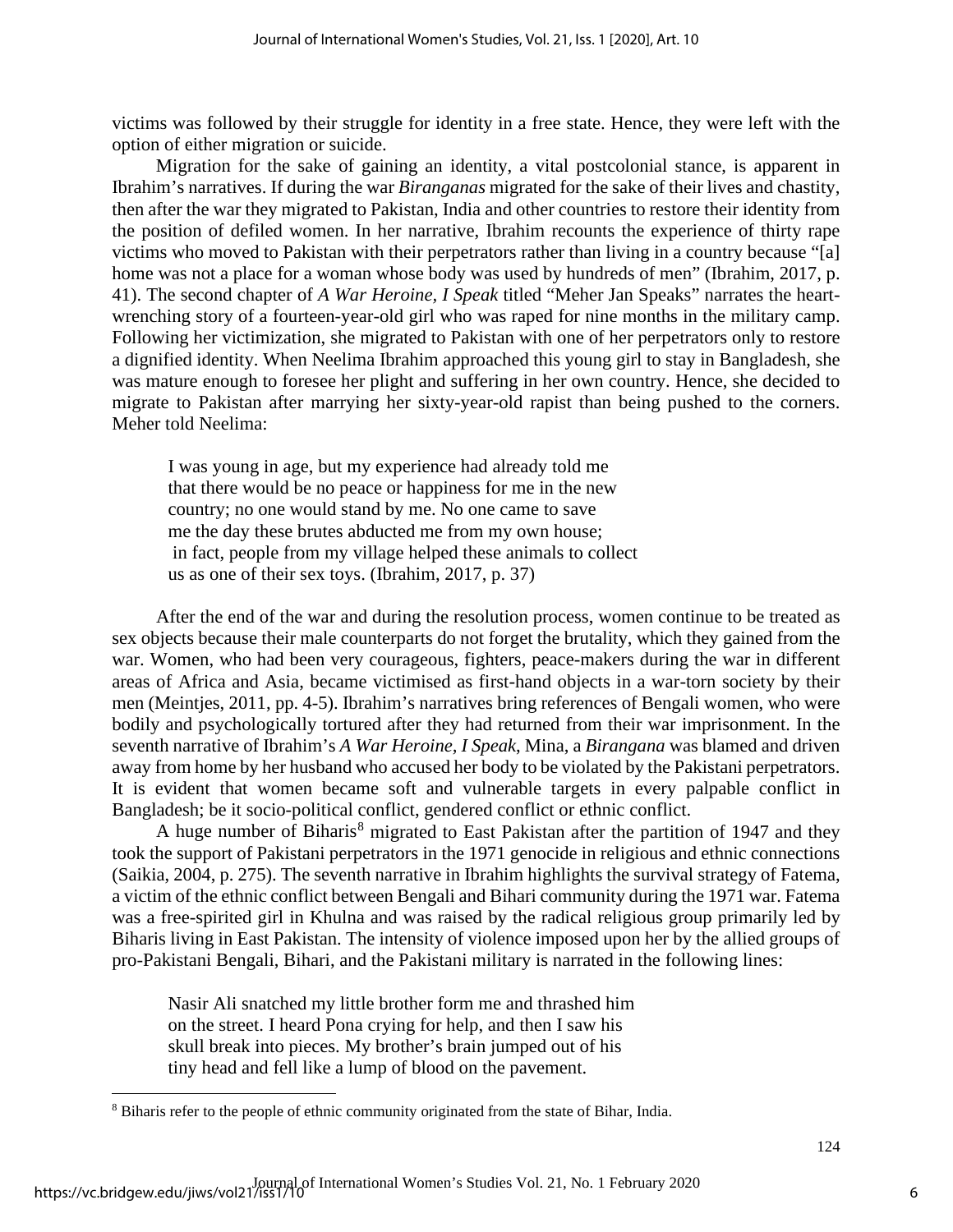victims was followed by their struggle for identity in a free state. Hence, they were left with the option of either migration or suicide.

Migration for the sake of gaining an identity, a vital postcolonial stance, is apparent in Ibrahim's narratives. If during the war *Biranganas* migrated for the sake of their lives and chastity, then after the war they migrated to Pakistan, India and other countries to restore their identity from the position of defiled women. In her narrative, Ibrahim recounts the experience of thirty rape victims who moved to Pakistan with their perpetrators rather than living in a country because "[a] home was not a place for a woman whose body was used by hundreds of men" (Ibrahim, 2017, p. 41). The second chapter of *A War Heroine, I Speak* titled "Meher Jan Speaks" narrates the heart-wrenching story of a fourteen-year-old girl who was raped for nine months in the military camp. Following her victimization, she migrated to Pakistan with one of her perpetrators only to restore a dignified identity. When Neelima Ibrahim approached this young girl to stay in Bangladesh, she was mature enough to foresee her plight and suffering in her own country. Hence, she decided to migrate to Pakistan after marrying her sixty-year-old rapist than being pushed to the corners. Meher told Neelima:

> I was young in age, but my experience had already told me that there would be no peace or happiness for me in the new country; no one would stand by me. No one came to save me the day these brutes abducted me from my own house; in fact, people from my village helped these animals to collect us as one of their sex toys. (Ibrahim, 2017, p. 37)

After the end of the war and during the resolution process, women continue to be treated as sex objects because their male counterparts do not forget the brutality, which they gained from the war. Women, who had been very courageous, fighters, peace-makers during the war in different areas of Africa and Asia, became victimised as first-hand objects in a war-torn society by their men (Meintjes, 2011, pp. 4-5). Ibrahim's narratives bring references of Bengali women, who were bodily and psychologically tortured after they had returned from their war imprisonment. In the seventh narrative of Ibrahim's *A War Heroine, I Speak*, Mina, a *Birangana* was blamed and driven away from home by her husband who accused her body to be violated by the Pakistani perpetrators. It is evident that women became soft and vulnerable targets in every palpable conflict in Bangladesh; be it socio-political conflict, gendered conflict or ethnic conflict.

A huge number of Biharis[8] migrated to East Pakistan after the partition of 1947 and they took the support of Pakistani perpetrators in the 1971 genocide in religious and ethnic connections (Saikia, 2004, p. 275). The seventh narrative in Ibrahim highlights the survival strategy of Fatema, a victim of the ethnic conflict between Bengali and Bihari community during the 1971 war. Fatema was a free-spirited girl in Khulna and was raised by the radical religious group primarily led by Biharis living in East Pakistan. The intensity of violence imposed upon her by the allied groups of pro-Pakistani Bengali, Bihari, and the Pakistani military is narrated in the following lines:

> Nasir Ali snatched my little brother form me and thrashed him on the street. I heard Pona crying for help, and then I saw his skull break into pieces. My brother's brain jumped out of his tiny head and fell like a lump of blood on the pavement.

[8] Biharis refer to the people of ethnic community originated from the state of Bihar, India.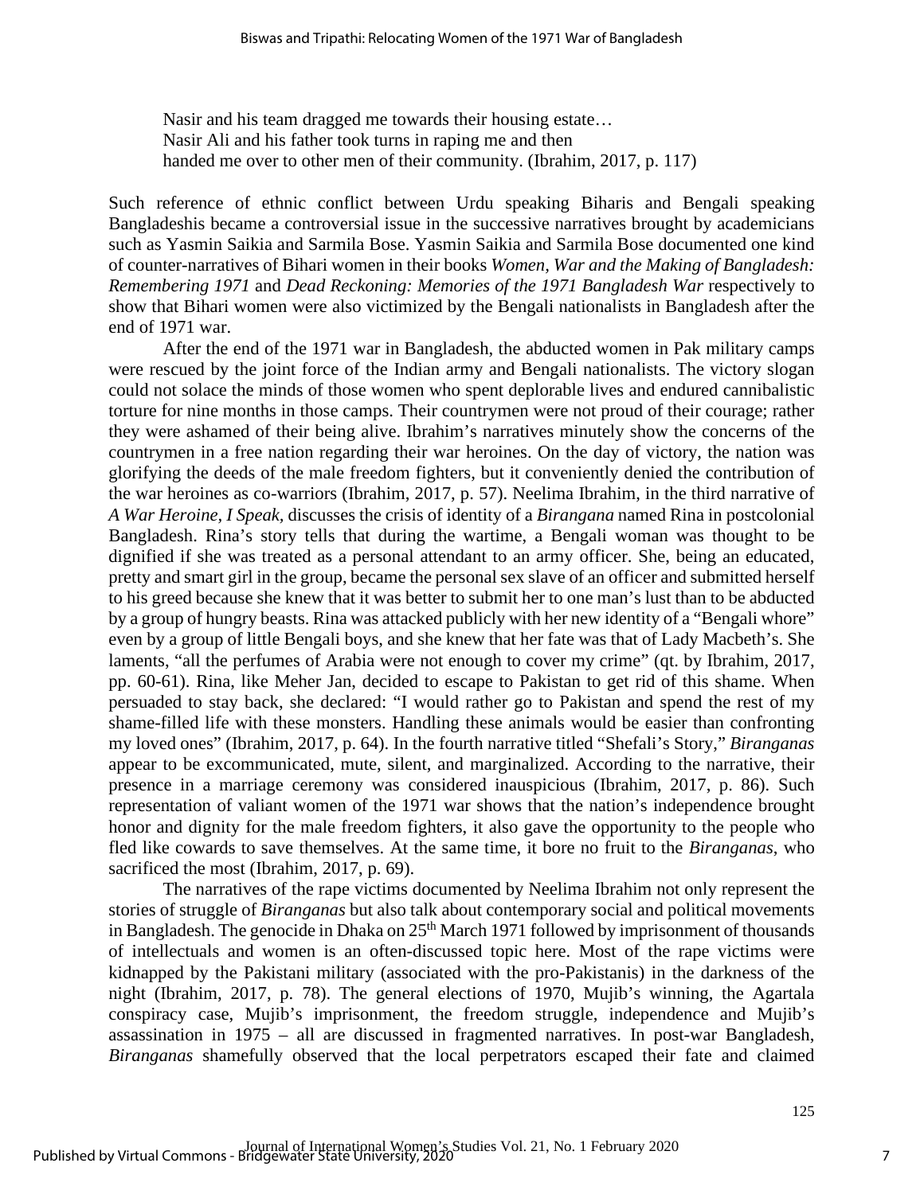Nasir and his team dragged me towards their housing estate…  
Nasir Ali and his father took turns in raping me and then  
handed me over to other men of their community. (Ibrahim, 2017, p. 117)

Such reference of ethnic conflict between Urdu speaking Biharis and Bengali speaking Bangladeshis became a controversial issue in the successive narratives brought by academicians such as Yasmin Saikia and Sarmila Bose. Yasmin Saikia and Sarmila Bose documented one kind of counter-narratives of Bihari women in their books *Women, War and the Making of Bangladesh: Remembering 1971* and *Dead Reckoning: Memories of the 1971 Bangladesh War* respectively to show that Bihari women were also victimized by the Bengali nationalists in Bangladesh after the end of 1971 war.

After the end of the 1971 war in Bangladesh, the abducted women in Pak military camps were rescued by the joint force of the Indian army and Bengali nationalists. The victory slogan could not solace the minds of those women who spent deplorable lives and endured cannibalistic torture for nine months in those camps. Their countrymen were not proud of their courage; rather they were ashamed of their being alive. Ibrahim's narratives minutely show the concerns of the countrymen in a free nation regarding their war heroines. On the day of victory, the nation was glorifying the deeds of the male freedom fighters, but it conveniently denied the contribution of the war heroines as co-warriors (Ibrahim, 2017, p. 57). Neelima Ibrahim, in the third narrative of *A War Heroine, I Speak*, discusses the crisis of identity of a *Birangana* named Rina in postcolonial Bangladesh. Rina's story tells that during the wartime, a Bengali woman was thought to be dignified if she was treated as a personal attendant to an army officer. She, being an educated, pretty and smart girl in the group, became the personal sex slave of an officer and submitted herself to his greed because she knew that it was better to submit her to one man's lust than to be abducted by a group of hungry beasts. Rina was attacked publicly with her new identity of a "Bengali whore" even by a group of little Bengali boys, and she knew that her fate was that of Lady Macbeth's. She laments, "all the perfumes of Arabia were not enough to cover my crime" (qt. by Ibrahim, 2017, pp. 60-61). Rina, like Meher Jan, decided to escape to Pakistan to get rid of this shame. When persuaded to stay back, she declared: "I would rather go to Pakistan and spend the rest of my shame-filled life with these monsters. Handling these animals would be easier than confronting my loved ones" (Ibrahim, 2017, p. 64). In the fourth narrative titled "Shefali's Story," *Biranganas* appear to be excommunicated, mute, silent, and marginalized. According to the narrative, their presence in a marriage ceremony was considered inauspicious (Ibrahim, 2017, p. 86). Such representation of valiant women of the 1971 war shows that the nation's independence brought honor and dignity for the male freedom fighters, it also gave the opportunity to the people who fled like cowards to save themselves. At the same time, it bore no fruit to the *Biranganas*, who sacrificed the most (Ibrahim, 2017, p. 69).

The narratives of the rape victims documented by Neelima Ibrahim not only represent the stories of struggle of *Biranganas* but also talk about contemporary social and political movements in Bangladesh. The genocide in Dhaka on 25th March 1971 followed by imprisonment of thousands of intellectuals and women is an often-discussed topic here. Most of the rape victims were kidnapped by the Pakistani military (associated with the pro-Pakistanis) in the darkness of the night (Ibrahim, 2017, p. 78). The general elections of 1970, Mujib's winning, the Agartala conspiracy case, Mujib's imprisonment, the freedom struggle, independence and Mujib's assassination in 1975 – all are discussed in fragmented narratives. In post-war Bangladesh, *Biranganas* shamefully observed that the local perpetrators escaped their fate and claimed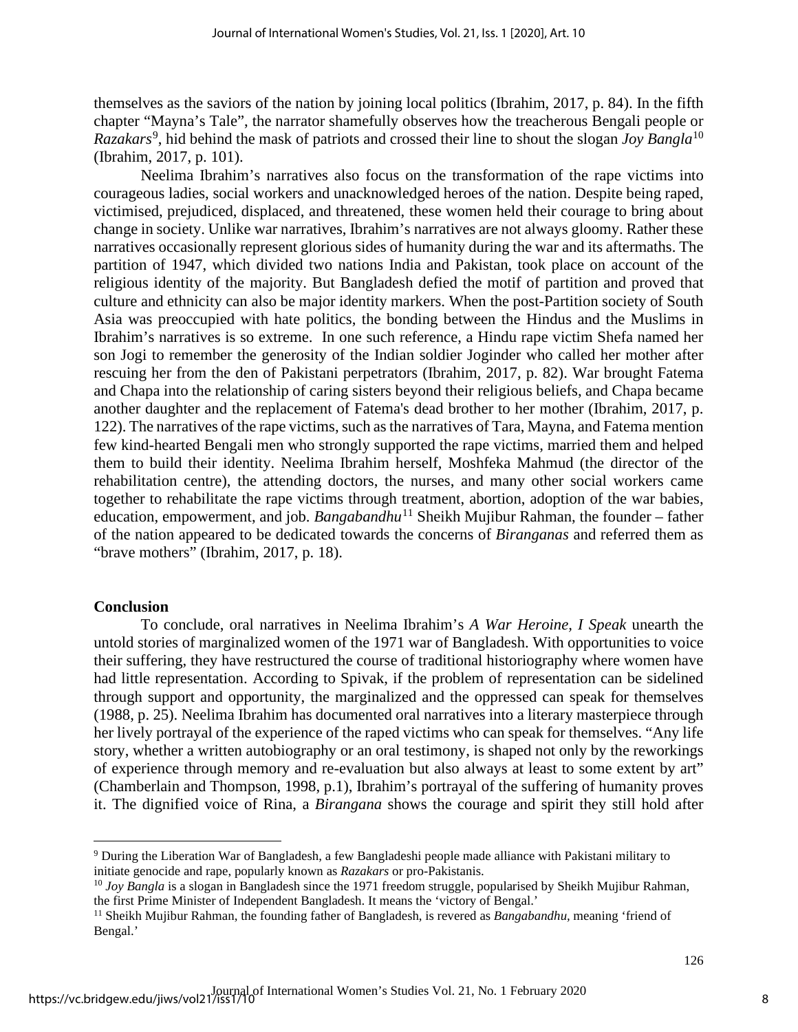themselves as the saviors of the nation by joining local politics (Ibrahim, 2017, p. 84). In the fifth chapter "Mayna's Tale", the narrator shamefully observes how the treacherous Bengali people or *Razakars*[9], hid behind the mask of patriots and crossed their line to shout the slogan *Joy Bangla*[10] (Ibrahim, 2017, p. 101).

Neelima Ibrahim's narratives also focus on the transformation of the rape victims into courageous ladies, social workers and unacknowledged heroes of the nation. Despite being raped, victimised, prejudiced, displaced, and threatened, these women held their courage to bring about change in society. Unlike war narratives, Ibrahim's narratives are not always gloomy. Rather these narratives occasionally represent glorious sides of humanity during the war and its aftermaths. The partition of 1947, which divided two nations India and Pakistan, took place on account of the religious identity of the majority. But Bangladesh defied the motif of partition and proved that culture and ethnicity can also be major identity markers. When the post-Partition society of South Asia was preoccupied with hate politics, the bonding between the Hindus and the Muslims in Ibrahim's narratives is so extreme. In one such reference, a Hindu rape victim Shefa named her son Jogi to remember the generosity of the Indian soldier Joginder who called her mother after rescuing her from the den of Pakistani perpetrators (Ibrahim, 2017, p. 82). War brought Fatema and Chapa into the relationship of caring sisters beyond their religious beliefs, and Chapa became another daughter and the replacement of Fatema's dead brother to her mother (Ibrahim, 2017, p. 122). The narratives of the rape victims, such as the narratives of Tara, Mayna, and Fatema mention few kind-hearted Bengali men who strongly supported the rape victims, married them and helped them to build their identity. Neelima Ibrahim herself, Moshfeka Mahmud (the director of the rehabilitation centre), the attending doctors, the nurses, and many other social workers came together to rehabilitate the rape victims through treatment, abortion, adoption of the war babies, education, empowerment, and job. *Bangabandhu*[11] Sheikh Mujibur Rahman, the founder – father of the nation appeared to be dedicated towards the concerns of *Biranganas* and referred them as "brave mothers" (Ibrahim, 2017, p. 18).

## Conclusion

To conclude, oral narratives in Neelima Ibrahim's *A War Heroine, I Speak* unearth the untold stories of marginalized women of the 1971 war of Bangladesh. With opportunities to voice their suffering, they have restructured the course of traditional historiography where women have had little representation. According to Spivak, if the problem of representation can be sidelined through support and opportunity, the marginalized and the oppressed can speak for themselves (1988, p. 25). Neelima Ibrahim has documented oral narratives into a literary masterpiece through her lively portrayal of the experience of the raped victims who can speak for themselves. "Any life story, whether a written autobiography or an oral testimony, is shaped not only by the reworkings of experience through memory and re-evaluation but also always at least to some extent by art" (Chamberlain and Thompson, 1998, p.1), Ibrahim's portrayal of the suffering of humanity proves it. The dignified voice of Rina, a *Birangana* shows the courage and spirit they still hold after

---

[9] During the Liberation War of Bangladesh, a few Bangladeshi people made alliance with Pakistani military to initiate genocide and rape, popularly known as *Razakars* or pro-Pakistanis.

[10] *Joy Bangla* is a slogan in Bangladesh since the 1971 freedom struggle, popularised by Sheikh Mujibur Rahman, the first Prime Minister of Independent Bangladesh. It means the 'victory of Bengal.'

[11] Sheikh Mujibur Rahman, the founding father of Bangladesh, is revered as *Bangabandhu*, meaning 'friend of Bengal.'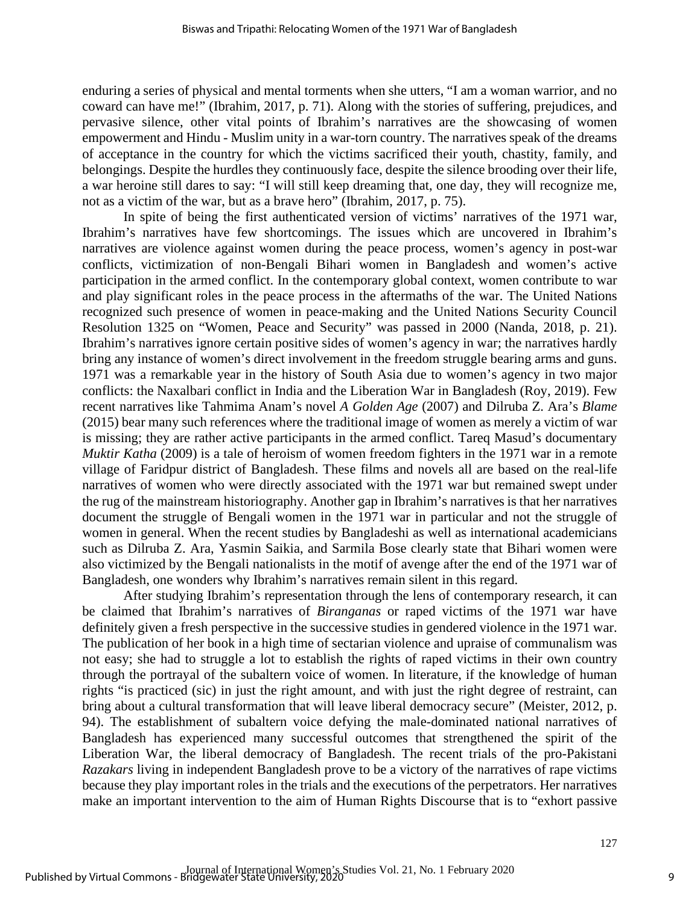enduring a series of physical and mental torments when she utters, “I am a woman warrior, and no coward can have me!” (Ibrahim, 2017, p. 71). Along with the stories of suffering, prejudices, and pervasive silence, other vital points of Ibrahim’s narratives are the showcasing of women empowerment and Hindu - Muslim unity in a war-torn country. The narratives speak of the dreams of acceptance in the country for which the victims sacrificed their youth, chastity, family, and belongings. Despite the hurdles they continuously face, despite the silence brooding over their life, a war heroine still dares to say: “I will still keep dreaming that, one day, they will recognize me, not as a victim of the war, but as a brave hero” (Ibrahim, 2017, p. 75).

In spite of being the first authenticated version of victims’ narratives of the 1971 war, Ibrahim’s narratives have few shortcomings. The issues which are uncovered in Ibrahim’s narratives are violence against women during the peace process, women’s agency in post-war conflicts, victimization of non-Bengali Bihari women in Bangladesh and women’s active participation in the armed conflict. In the contemporary global context, women contribute to war and play significant roles in the peace process in the aftermaths of the war. The United Nations recognized such presence of women in peace-making and the United Nations Security Council Resolution 1325 on “Women, Peace and Security” was passed in 2000 (Nanda, 2018, p. 21). Ibrahim’s narratives ignore certain positive sides of women’s agency in war; the narratives hardly bring any instance of women’s direct involvement in the freedom struggle bearing arms and guns. 1971 was a remarkable year in the history of South Asia due to women’s agency in two major conflicts: the Naxalbari conflict in India and the Liberation War in Bangladesh (Roy, 2019). Few recent narratives like Tahmima Anam’s novel *A Golden Age* (2007) and Dilruba Z. Ara’s *Blame* (2015) bear many such references where the traditional image of women as merely a victim of war is missing; they are rather active participants in the armed conflict. Tareq Masud’s documentary *Muktir Katha* (2009) is a tale of heroism of women freedom fighters in the 1971 war in a remote village of Faridpur district of Bangladesh. These films and novels all are based on the real-life narratives of women who were directly associated with the 1971 war but remained swept under the rug of the mainstream historiography. Another gap in Ibrahim’s narratives is that her narratives document the struggle of Bengali women in the 1971 war in particular and not the struggle of women in general. When the recent studies by Bangladeshi as well as international academicians such as Dilruba Z. Ara, Yasmin Saikia, and Sarmila Bose clearly state that Bihari women were also victimized by the Bengali nationalists in the motif of avenge after the end of the 1971 war of Bangladesh, one wonders why Ibrahim’s narratives remain silent in this regard.

After studying Ibrahim’s representation through the lens of contemporary research, it can be claimed that Ibrahim’s narratives of *Biranganas* or raped victims of the 1971 war have definitely given a fresh perspective in the successive studies in gendered violence in the 1971 war. The publication of her book in a high time of sectarian violence and upraise of communalism was not easy; she had to struggle a lot to establish the rights of raped victims in their own country through the portrayal of the subaltern voice of women. In literature, if the knowledge of human rights “is practiced (sic) in just the right amount, and with just the right degree of restraint, can bring about a cultural transformation that will leave liberal democracy secure” (Meister, 2012, p. 94). The establishment of subaltern voice defying the male-dominated national narratives of Bangladesh has experienced many successful outcomes that strengthened the spirit of the Liberation War, the liberal democracy of Bangladesh. The recent trials of the pro-Pakistani *Razakars* living in independent Bangladesh prove to be a victory of the narratives of rape victims because they play important roles in the trials and the executions of the perpetrators. Her narratives make an important intervention to the aim of Human Rights Discourse that is to “exhort passive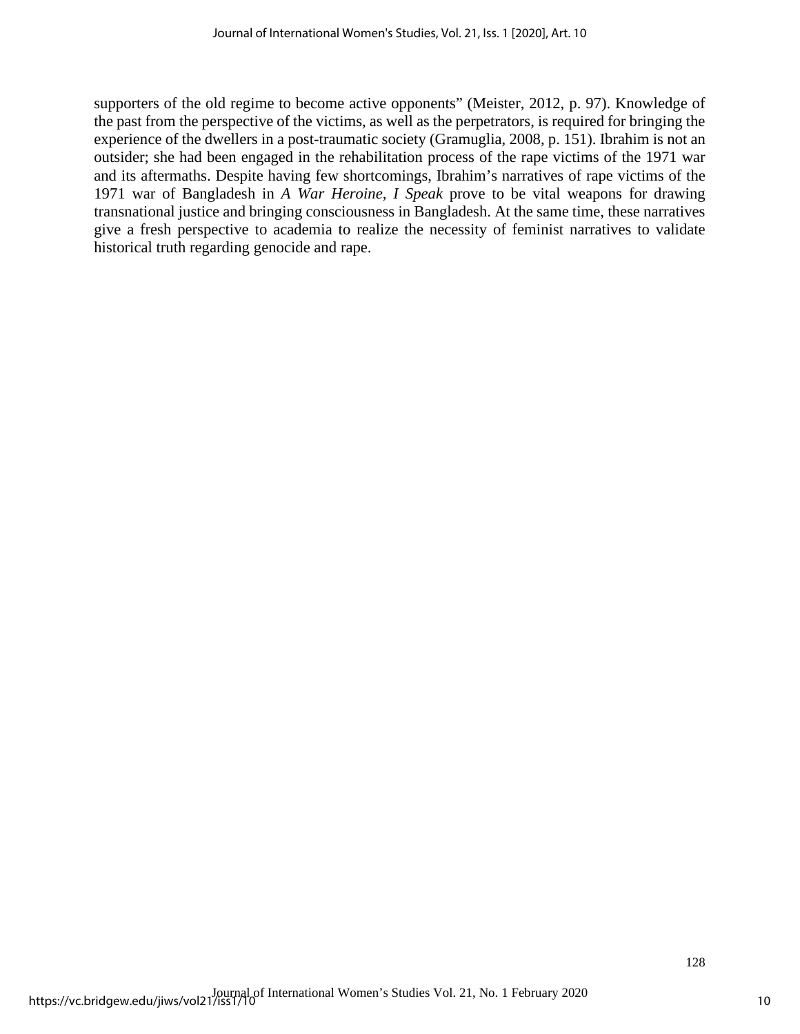supporters of the old regime to become active opponents" (Meister, 2012, p. 97). Knowledge of the past from the perspective of the victims, as well as the perpetrators, is required for bringing the experience of the dwellers in a post-traumatic society (Gramuglia, 2008, p. 151). Ibrahim is not an outsider; she had been engaged in the rehabilitation process of the rape victims of the 1971 war and its aftermaths. Despite having few shortcomings, Ibrahim's narratives of rape victims of the 1971 war of Bangladesh in *A War Heroine, I Speak* prove to be vital weapons for drawing transnational justice and bringing consciousness in Bangladesh. At the same time, these narratives give a fresh perspective to academia to realize the necessity of feminist narratives to validate historical truth regarding genocide and rape.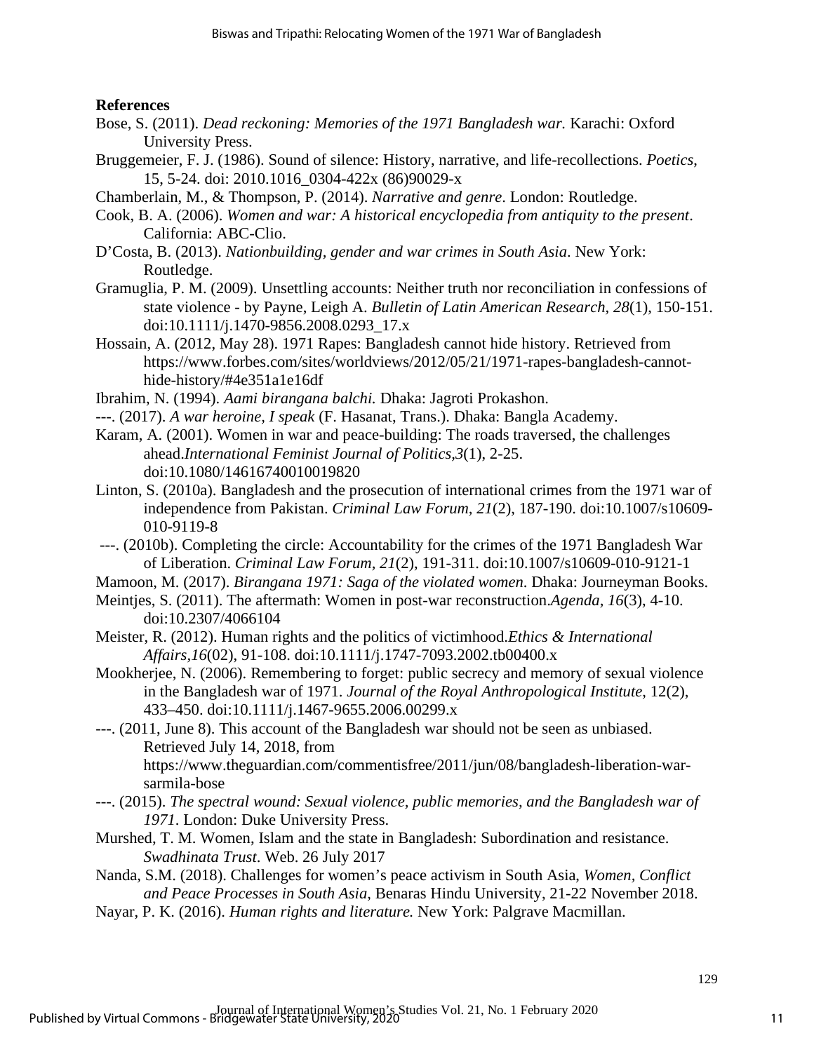**References**

Bose, S. (2011). *Dead reckoning: Memories of the 1971 Bangladesh war.* Karachi: Oxford University Press.

Bruggemeier, F. J. (1986). Sound of silence: History, narrative, and life-recollections. *Poetics*, 15, 5-24. doi: 2010.1016_0304-422x (86)90029-x

Chamberlain, M., & Thompson, P. (2014). *Narrative and genre*. London: Routledge.

Cook, B. A. (2006). *Women and war: A historical encyclopedia from antiquity to the present*. California: ABC-Clio.

D'Costa, B. (2013). *Nationbuilding, gender and war crimes in South Asia*. New York: Routledge.

Gramuglia, P. M. (2009). Unsettling accounts: Neither truth nor reconciliation in confessions of state violence - by Payne, Leigh A. *Bulletin of Latin American Research, 28*(1), 150-151. doi:10.1111/j.1470-9856.2008.0293_17.x

Hossain, A. (2012, May 28). 1971 Rapes: Bangladesh cannot hide history. Retrieved from https://www.forbes.com/sites/worldviews/2012/05/21/1971-rapes-bangladesh-cannot-hide-history/#4e351a1e16df

Ibrahim, N. (1994). *Aami birangana balchi.* Dhaka: Jagroti Prokashon.

---. (2017). *A war heroine, I speak* (F. Hasanat, Trans.). Dhaka: Bangla Academy.

Karam, A. (2001). Women in war and peace-building: The roads traversed, the challenges ahead.*International Feminist Journal of Politics,3*(1), 2-25. doi:10.1080/14616740010019820

Linton, S. (2010a). Bangladesh and the prosecution of international crimes from the 1971 war of independence from Pakistan. *Criminal Law Forum, 21*(2), 187-190. doi:10.1007/s10609-010-9119-8

---. (2010b). Completing the circle: Accountability for the crimes of the 1971 Bangladesh War of Liberation. *Criminal Law Forum, 21*(2), 191-311. doi:10.1007/s10609-010-9121-1

Mamoon, M. (2017). *Birangana 1971: Saga of the violated women.* Dhaka: Journeyman Books.

Meintjes, S. (2011). The aftermath: Women in post-war reconstruction.*Agenda, 16*(3), 4-10. doi:10.2307/4066104

Meister, R. (2012). Human rights and the politics of victimhood.*Ethics & International Affairs,16*(02), 91-108. doi:10.1111/j.1747-7093.2002.tb00400.x

Mookherjee, N. (2006). Remembering to forget: public secrecy and memory of sexual violence in the Bangladesh war of 1971. *Journal of the Royal Anthropological Institute*, 12(2), 433–450. doi:10.1111/j.1467-9655.2006.00299.x

---. (2011, June 8). This account of the Bangladesh war should not be seen as unbiased. Retrieved July 14, 2018, from https://www.theguardian.com/commentisfree/2011/jun/08/bangladesh-liberation-war-sarmila-bose

---. (2015). *The spectral wound: Sexual violence, public memories, and the Bangladesh war of 1971*. London: Duke University Press.

Murshed, T. M. Women, Islam and the state in Bangladesh: Subordination and resistance. *Swadhinata Trust*. Web. 26 July 2017

Nanda, S.M. (2018). Challenges for women's peace activism in South Asia, *Women, Conflict and Peace Processes in South Asia*, Benaras Hindu University, 21-22 November 2018.

Nayar, P. K. (2016). *Human rights and literature.* New York: Palgrave Macmillan.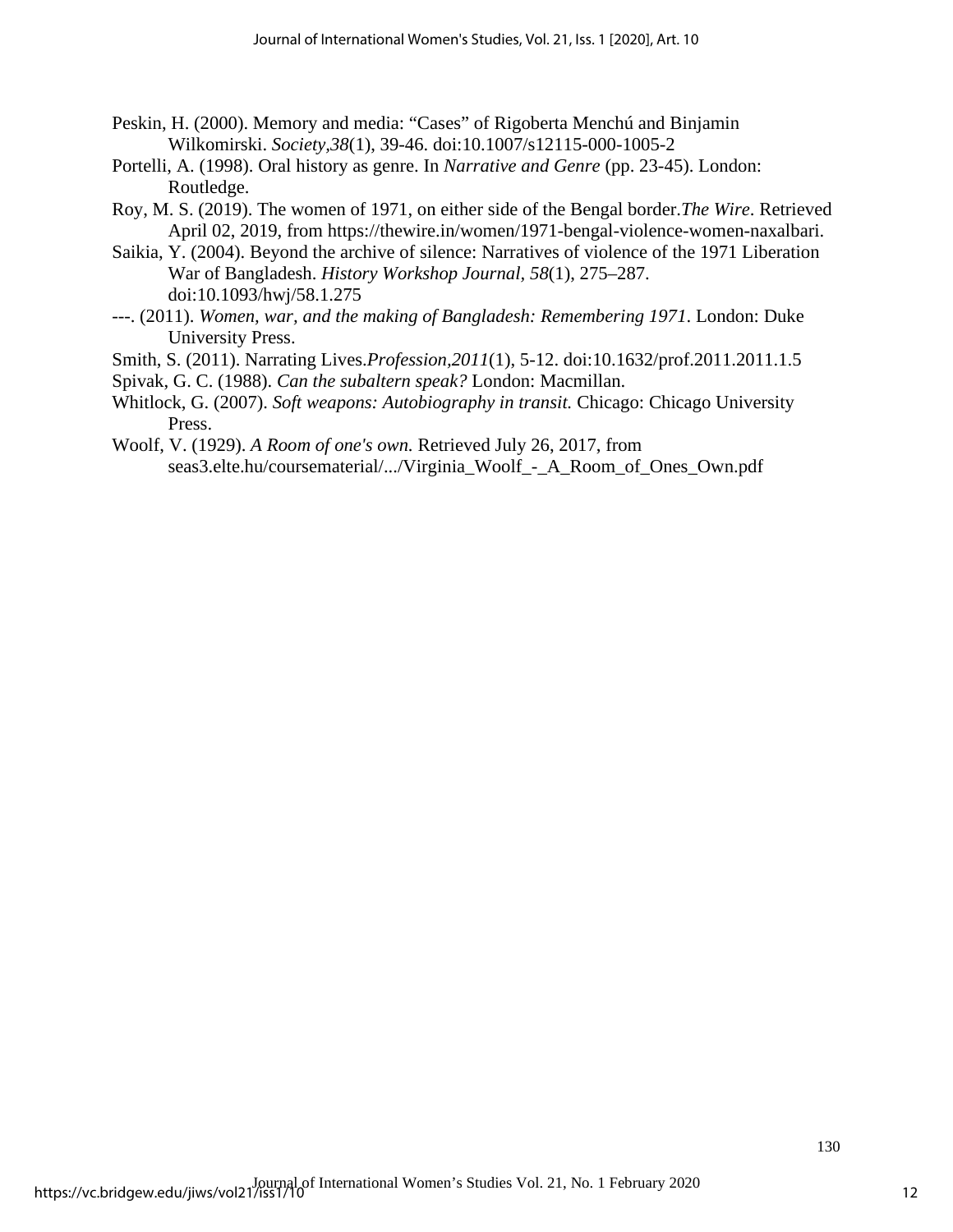Peskin, H. (2000). Memory and media: "Cases" of Rigoberta Menchú and Binjamin Wilkomirski. *Society,38*(1), 39-46. doi:10.1007/s12115-000-1005-2

Portelli, A. (1998). Oral history as genre. In *Narrative and Genre* (pp. 23-45). London: Routledge.

Roy, M. S. (2019). The women of 1971, on either side of the Bengal border.*The Wire*. Retrieved April 02, 2019, from https://thewire.in/women/1971-bengal-violence-women-naxalbari.

Saikia, Y. (2004). Beyond the archive of silence: Narratives of violence of the 1971 Liberation War of Bangladesh. *History Workshop Journal, 58*(1), 275–287. doi:10.1093/hwj/58.1.275

---. (2011). *Women, war, and the making of Bangladesh: Remembering 1971*. London: Duke University Press.

Smith, S. (2011). Narrating Lives.*Profession,2011*(1), 5-12. doi:10.1632/prof.2011.2011.1.5

Spivak, G. C. (1988). *Can the subaltern speak?* London: Macmillan.

Whitlock, G. (2007). *Soft weapons: Autobiography in transit.* Chicago: Chicago University Press.

Woolf, V. (1929). *A Room of one's own.* Retrieved July 26, 2017, from seas3.elte.hu/coursematerial/.../Virginia_Woolf_-_A_Room_of_Ones_Own.pdf